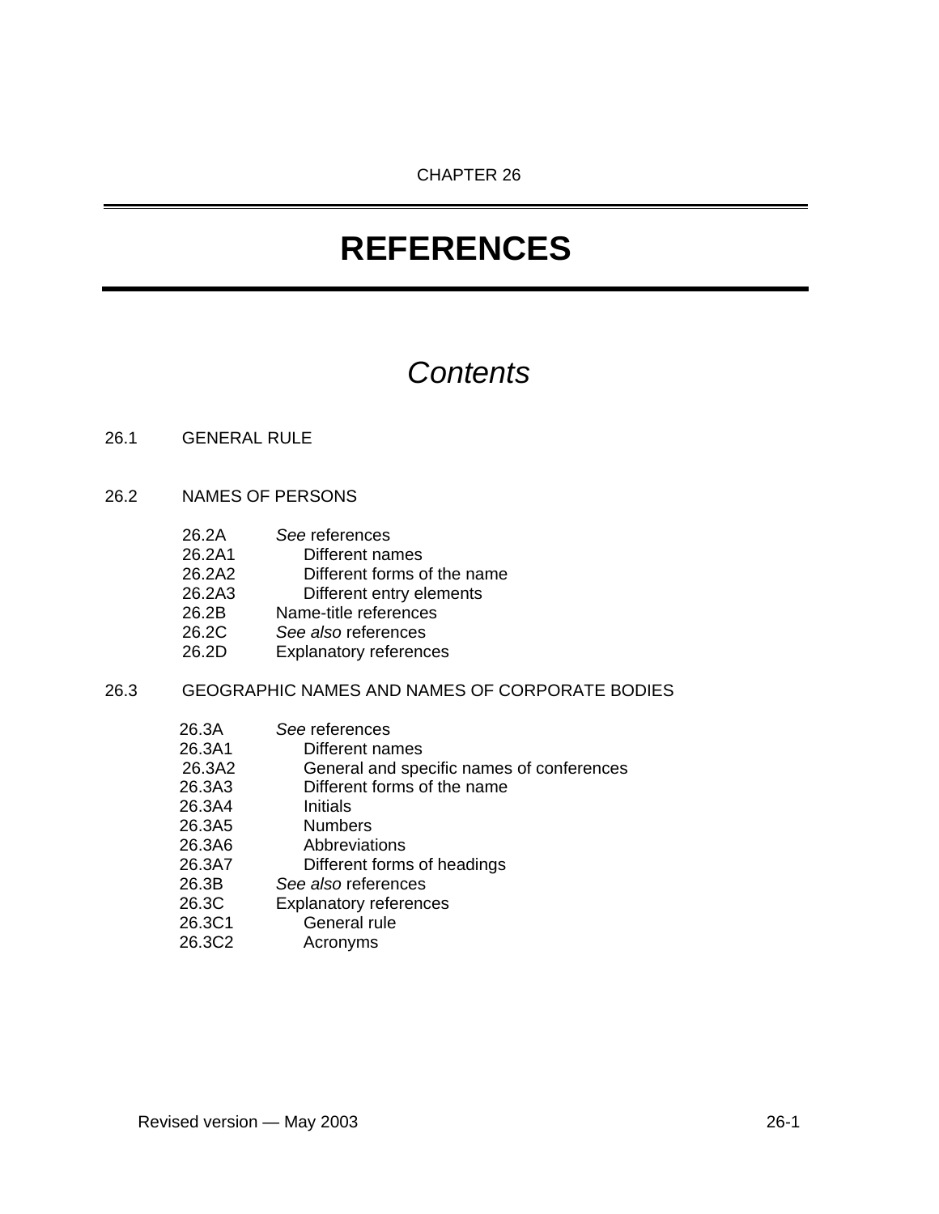CHAPTER 26

# REFERENCES

## *Contents*

26.1 GENERAL RULE

26.2 NAMES OF PERSONS

- 26.2A *See* references
  - 26.2A1 Different names
  - 26.2A2 Different forms of the name
  - 26.2A3 Different entry elements
- 26.2B Name-title references
- 26.2C *See also* references
- 26.2D Explanatory references

26.3 GEOGRAPHIC NAMES AND NAMES OF CORPORATE BODIES

- 26.3A *See* references
  - 26.3A1 Different names
  - 26.3A2 General and specific names of conferences
  - 26.3A3 Different forms of the name
  - 26.3A4 Initials
  - 26.3A5 Numbers
  - 26.3A6 Abbreviations
  - 26.3A7 Different forms of headings
- 26.3B *See also* references
- 26.3C Explanatory references
  - 26.3C1 General rule
  - 26.3C2 Acronyms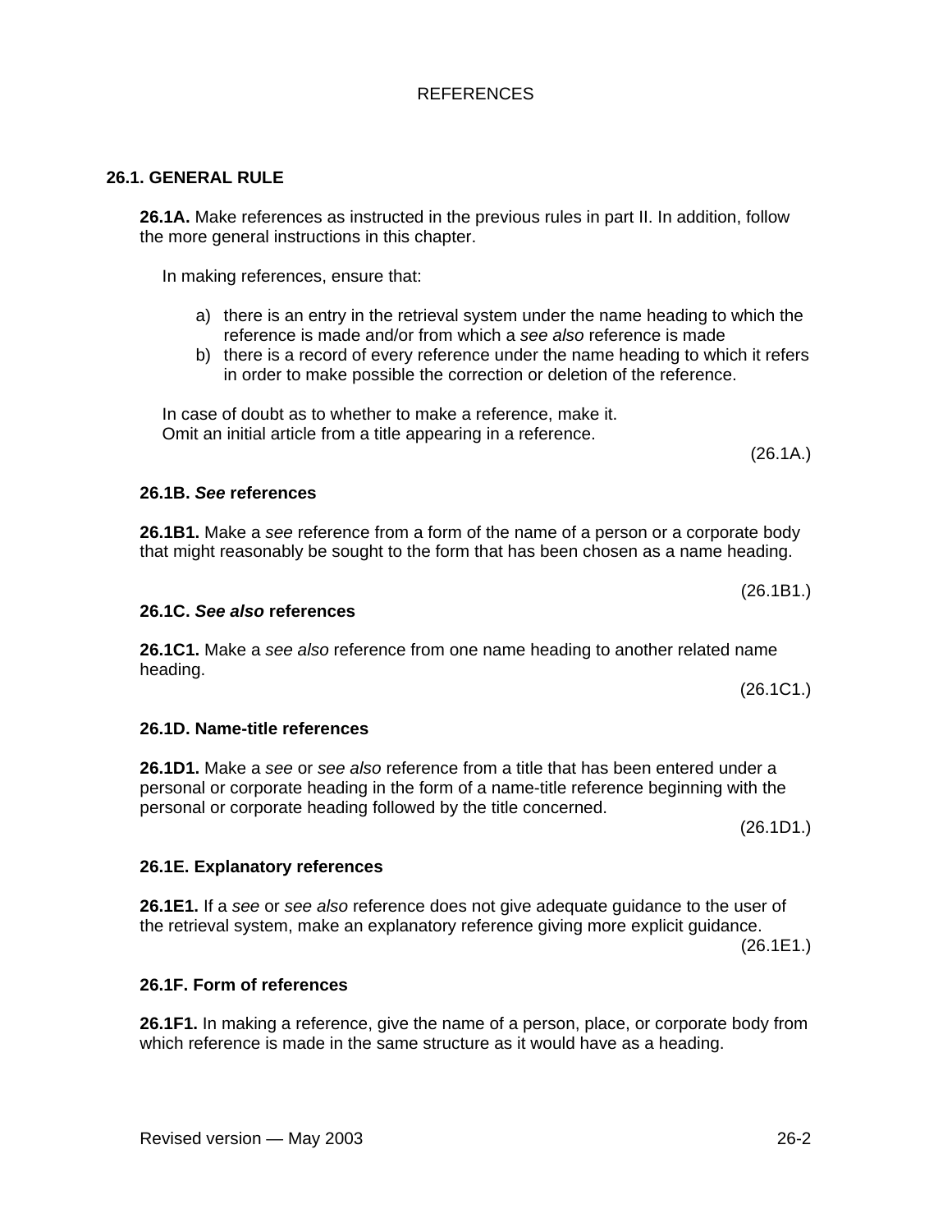# REFERENCES

## 26.1. GENERAL RULE

**26.1A.** Make references as instructed in the previous rules in part II. In addition, follow the more general instructions in this chapter.

In making references, ensure that:

a) there is an entry in the retrieval system under the name heading to which the reference is made and/or from which a *see also* reference is made
b) there is a record of every reference under the name heading to which it refers in order to make possible the correction or deletion of the reference.

In case of doubt as to whether to make a reference, make it.
Omit an initial article from a title appearing in a reference.

(26.1A.)

### 26.1B. *See* references

**26.1B1.** Make a *see* reference from a form of the name of a person or a corporate body that might reasonably be sought to the form that has been chosen as a name heading.

(26.1B1.)

### 26.1C. *See also* references

**26.1C1.** Make a *see also* reference from one name heading to another related name heading.

(26.1C1.)

### 26.1D. Name-title references

**26.1D1.** Make a *see* or *see also* reference from a title that has been entered under a personal or corporate heading in the form of a name-title reference beginning with the personal or corporate heading followed by the title concerned.

(26.1D1.)

### 26.1E. Explanatory references

**26.1E1.** If a *see* or *see also* reference does not give adequate guidance to the user of the retrieval system, make an explanatory reference giving more explicit guidance.

(26.1E1.)

### 26.1F. Form of references

**26.1F1.** In making a reference, give the name of a person, place, or corporate body from which reference is made in the same structure as it would have as a heading.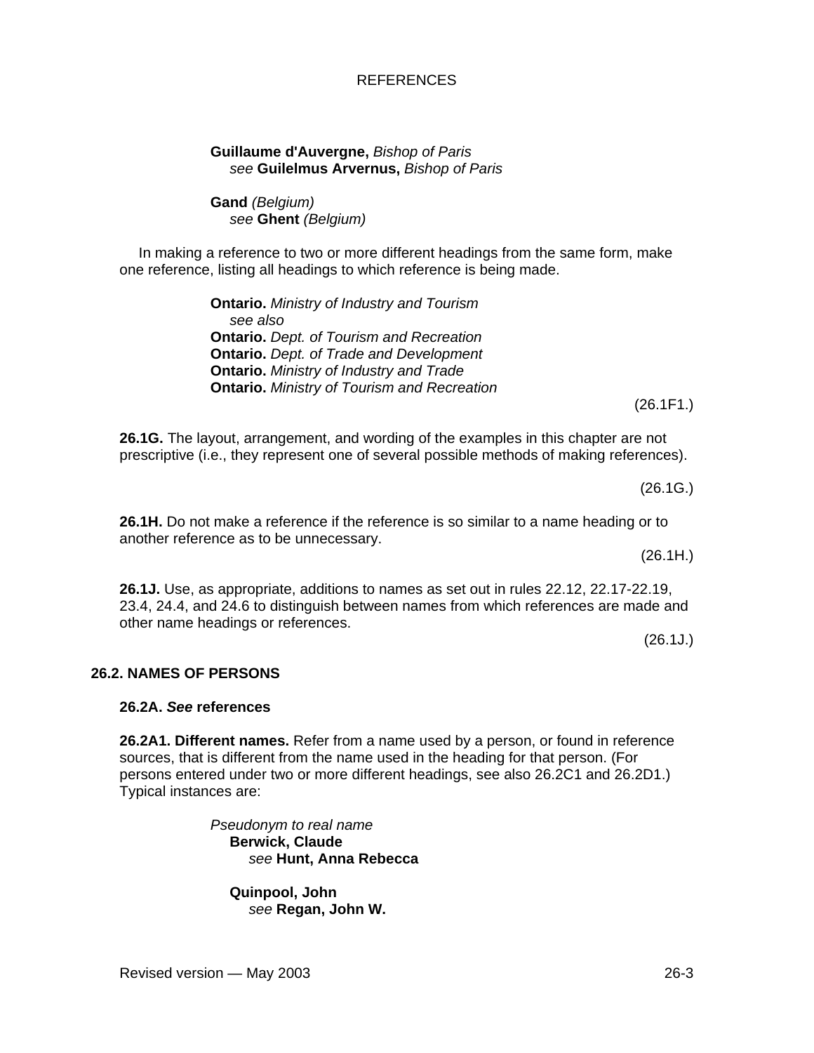**Guillaume d'Auvergne,** *Bishop of Paris*
*see* **Guilelmus Arvernus,** *Bishop of Paris*

**Gand** *(Belgium)*
*see* **Ghent** *(Belgium)*

In making a reference to two or more different headings from the same form, make one reference, listing all headings to which reference is being made.

**Ontario.** *Ministry of Industry and Tourism*
*see also*
**Ontario.** *Dept. of Tourism and Recreation*
**Ontario.** *Dept. of Trade and Development*
**Ontario.** *Ministry of Industry and Trade*
**Ontario.** *Ministry of Tourism and Recreation*

(26.1F1.)

**26.1G.** The layout, arrangement, and wording of the examples in this chapter are not prescriptive (i.e., they represent one of several possible methods of making references).

(26.1G.)

**26.1H.** Do not make a reference if the reference is so similar to a name heading or to another reference as to be unnecessary.

(26.1H.)

**26.1J.** Use, as appropriate, additions to names as set out in rules 22.12, 22.17-22.19, 23.4, 24.4, and 24.6 to distinguish between names from which references are made and other name headings or references.

(26.1J.)

## 26.2. NAMES OF PERSONS

### 26.2A. *See* references

**26.2A1. Different names.** Refer from a name used by a person, or found in reference sources, that is different from the name used in the heading for that person. (For persons entered under two or more different headings, see also 26.2C1 and 26.2D1.) Typical instances are:

*Pseudonym to real name*

**Berwick, Claude**
*see* **Hunt, Anna Rebecca**

**Quinpool, John**
*see* **Regan, John W.**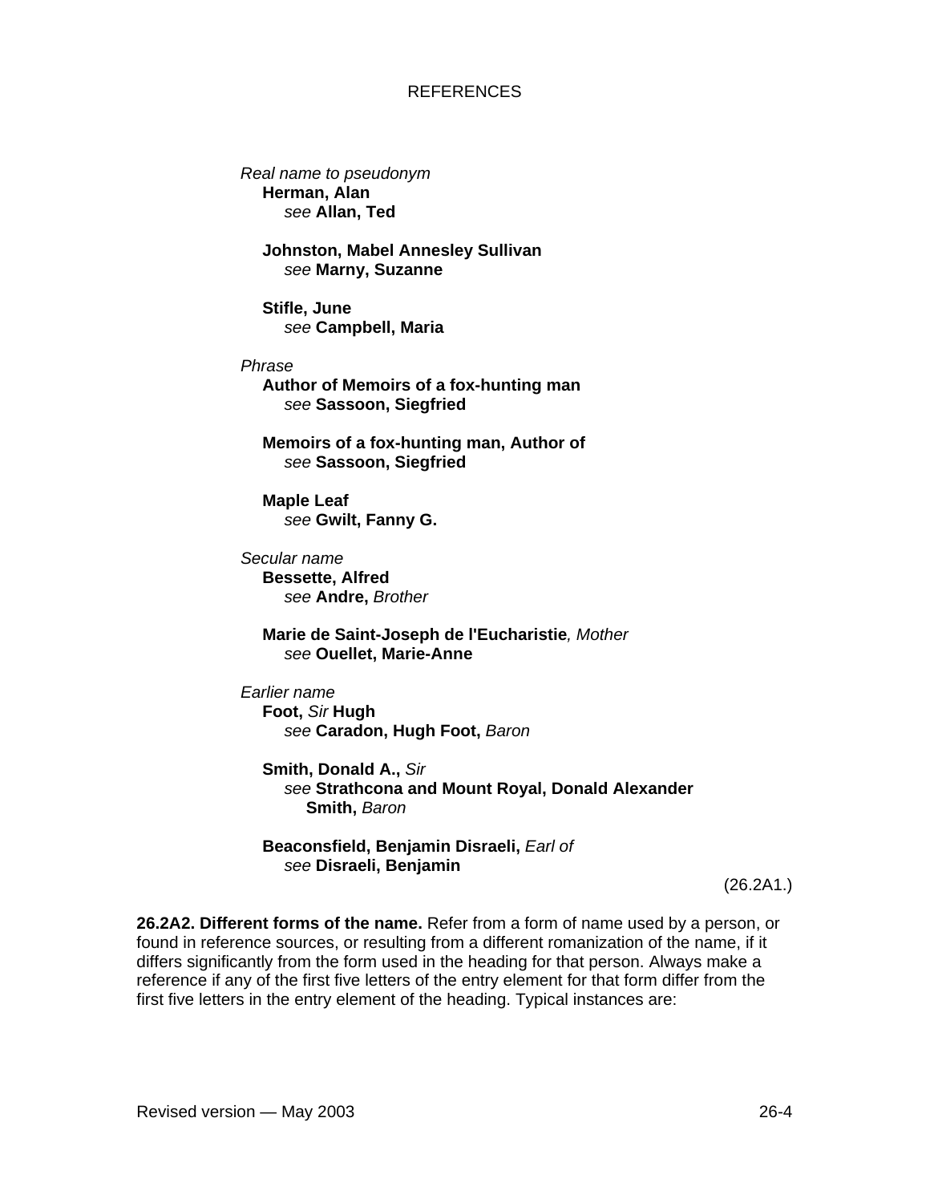REFERENCES

*Real name to pseudonym*

**Herman, Alan**
*see* **Allan, Ted**

**Johnston, Mabel Annesley Sullivan**
*see* **Marny, Suzanne**

**Stifle, June**
*see* **Campbell, Maria**

*Phrase*

**Author of Memoirs of a fox-hunting man**
*see* **Sassoon, Siegfried**

**Memoirs of a fox-hunting man, Author of**
*see* **Sassoon, Siegfried**

**Maple Leaf**
*see* **Gwilt, Fanny G.**

*Secular name*

**Bessette, Alfred**
*see* **Andre,** *Brother*

**Marie de Saint-Joseph de l'Eucharistie***, Mother*
*see* **Ouellet, Marie-Anne**

*Earlier name*

**Foot,** *Sir* **Hugh**
*see* **Caradon, Hugh Foot,** *Baron*

**Smith, Donald A.,** *Sir*
*see* **Strathcona and Mount Royal, Donald Alexander Smith,** *Baron*

**Beaconsfield, Benjamin Disraeli,** *Earl of*
*see* **Disraeli, Benjamin**

(26.2A1.)

**26.2A2. Different forms of the name.** Refer from a form of name used by a person, or found in reference sources, or resulting from a different romanization of the name, if it differs significantly from the form used in the heading for that person. Always make a reference if any of the first five letters of the entry element for that form differ from the first five letters in the entry element of the heading. Typical instances are: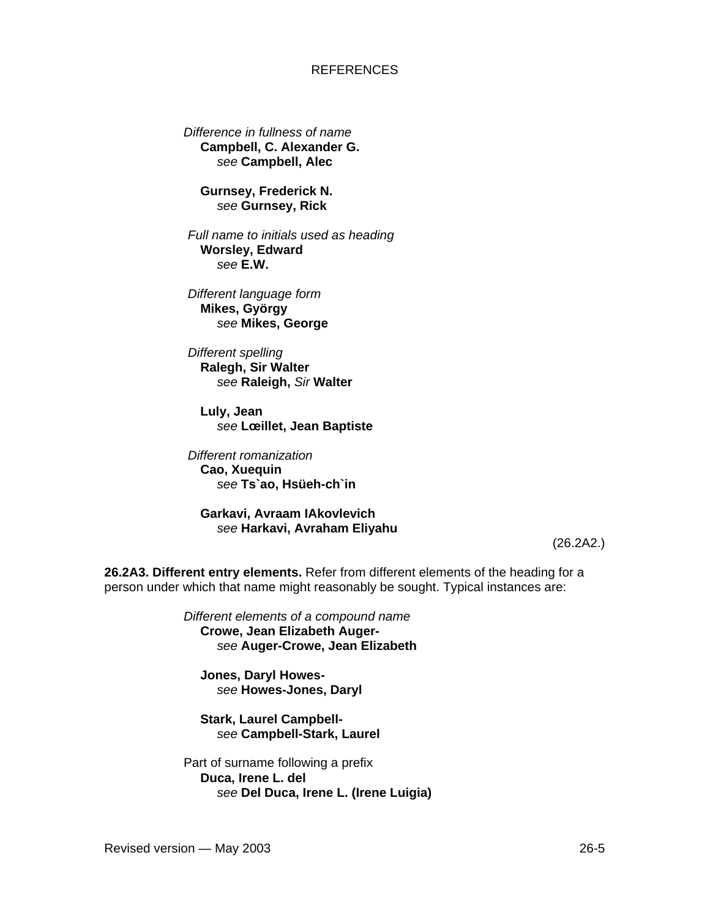*Difference in fullness of name*
**Campbell, C. Alexander G.**
*see* **Campbell, Alec**

**Gurnsey, Frederick N.**
*see* **Gurnsey, Rick**

*Full name to initials used as heading*
**Worsley, Edward**
*see* **E.W.**

*Different language form*
**Mikes, György**
*see* **Mikes, George**

*Different spelling*
**Ralegh, Sir Walter**
*see* **Raleigh,** *Sir* **Walter**

**Luly, Jean**
*see* **Lœillet, Jean Baptiste**

*Different romanization*
**Cao, Xuequin**
*see* **Ts`ao, Hsüeh-ch`in**

**Garkavi, Avraam IAkovlevich**
*see* **Harkavi, Avraham Eliyahu**

(26.2A2.)

**26.2A3. Different entry elements.** Refer from different elements of the heading for a person under which that name might reasonably be sought. Typical instances are:

*Different elements of a compound name*
**Crowe, Jean Elizabeth Auger-**
*see* **Auger-Crowe, Jean Elizabeth**

**Jones, Daryl Howes-**
*see* **Howes-Jones, Daryl**

**Stark, Laurel Campbell-**
*see* **Campbell-Stark, Laurel**

Part of surname following a prefix
**Duca, Irene L. del**
*see* **Del Duca, Irene L. (Irene Luigia)**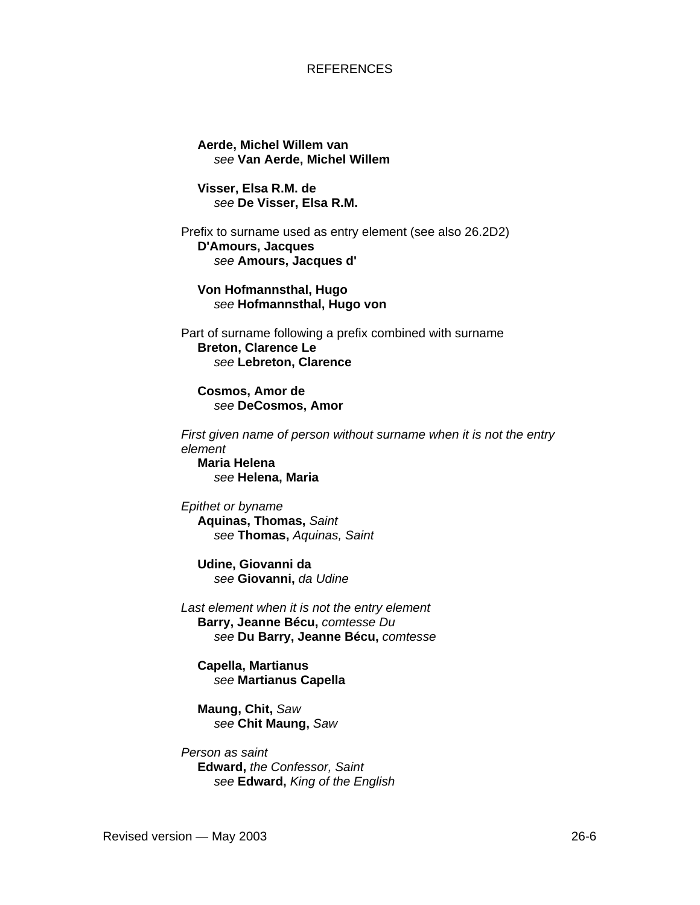**Aerde, Michel Willem van**
*see* **Van Aerde, Michel Willem**

**Visser, Elsa R.M. de**
*see* **De Visser, Elsa R.M.**

Prefix to surname used as entry element (see also 26.2D2)

**D'Amours, Jacques**
*see* **Amours, Jacques d'**

**Von Hofmannsthal, Hugo**
*see* **Hofmannsthal, Hugo von**

Part of surname following a prefix combined with surname

**Breton, Clarence Le**
*see* **Lebreton, Clarence**

**Cosmos, Amor de**
*see* **DeCosmos, Amor**

*First given name of person without surname when it is not the entry element*

**Maria Helena**
*see* **Helena, Maria**

*Epithet or byname*

**Aquinas, Thomas,** *Saint*
*see* **Thomas,** *Aquinas, Saint*

**Udine, Giovanni da**
*see* **Giovanni,** *da Udine*

*Last element when it is not the entry element*

**Barry, Jeanne Bécu,** *comtesse Du*
*see* **Du Barry, Jeanne Bécu,** *comtesse*

**Capella, Martianus**
*see* **Martianus Capella**

**Maung, Chit,** *Saw*
*see* **Chit Maung,** *Saw*

*Person as saint*

**Edward,** *the Confessor, Saint*
*see* **Edward,** *King of the English*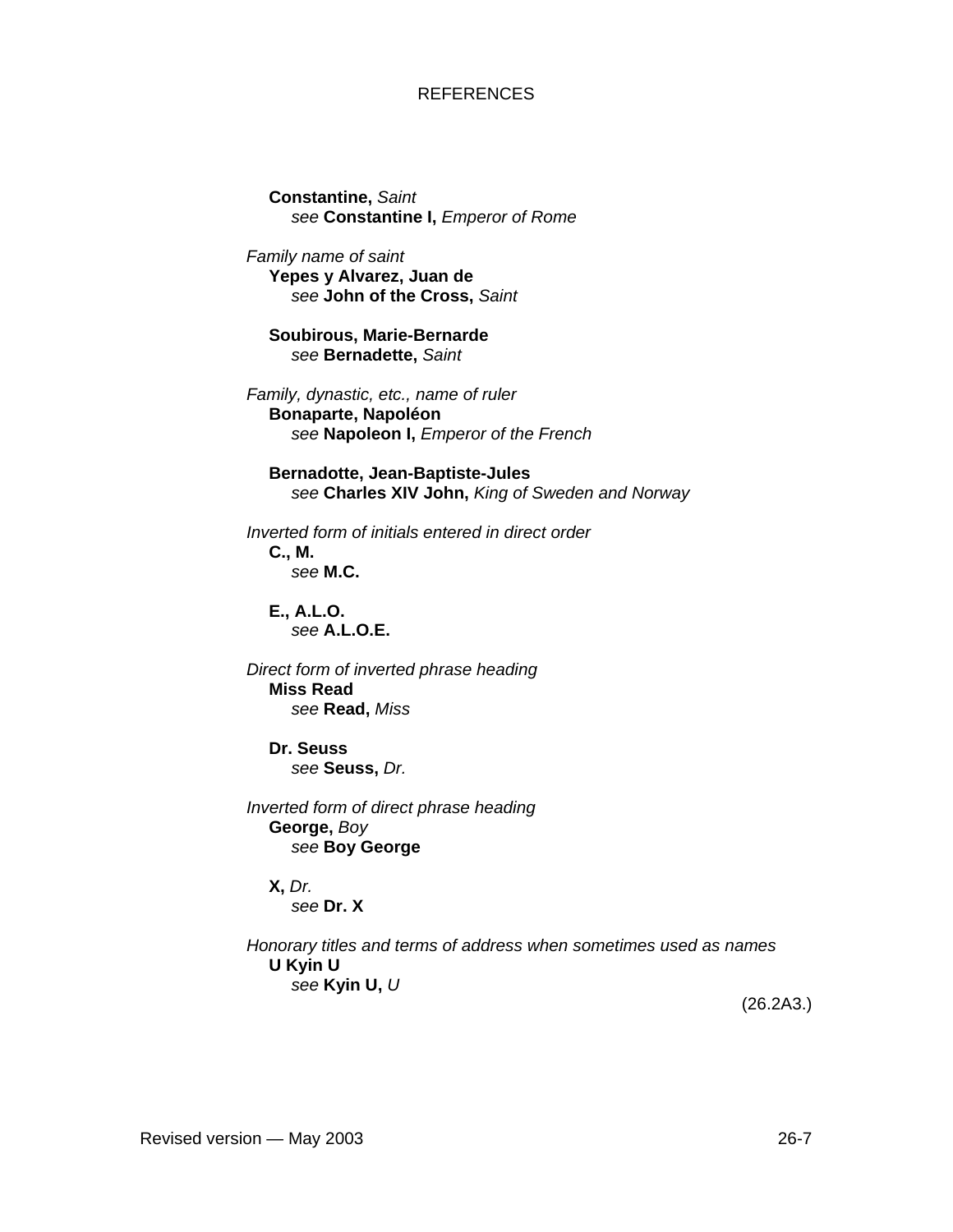**Constantine,** *Saint*
*see* **Constantine I,** *Emperor of Rome*

*Family name of saint*

**Yepes y Alvarez, Juan de**
*see* **John of the Cross,** *Saint*

**Soubirous, Marie-Bernarde**
*see* **Bernadette,** *Saint*

*Family, dynastic, etc., name of ruler*

**Bonaparte, Napoléon**
*see* **Napoleon I,** *Emperor of the French*

**Bernadotte, Jean-Baptiste-Jules**
*see* **Charles XIV John,** *King of Sweden and Norway*

*Inverted form of initials entered in direct order*

**C., M.**
*see* **M.C.**

**E., A.L.O.**
*see* **A.L.O.E.**

*Direct form of inverted phrase heading*

**Miss Read**
*see* **Read,** *Miss*

**Dr. Seuss**
*see* **Seuss,** *Dr.*

*Inverted form of direct phrase heading*

**George,** *Boy*
*see* **Boy George**

**X,** *Dr.*
*see* **Dr. X**

*Honorary titles and terms of address when sometimes used as names*

**U Kyin U**
*see* **Kyin U,** *U*

(26.2A3.)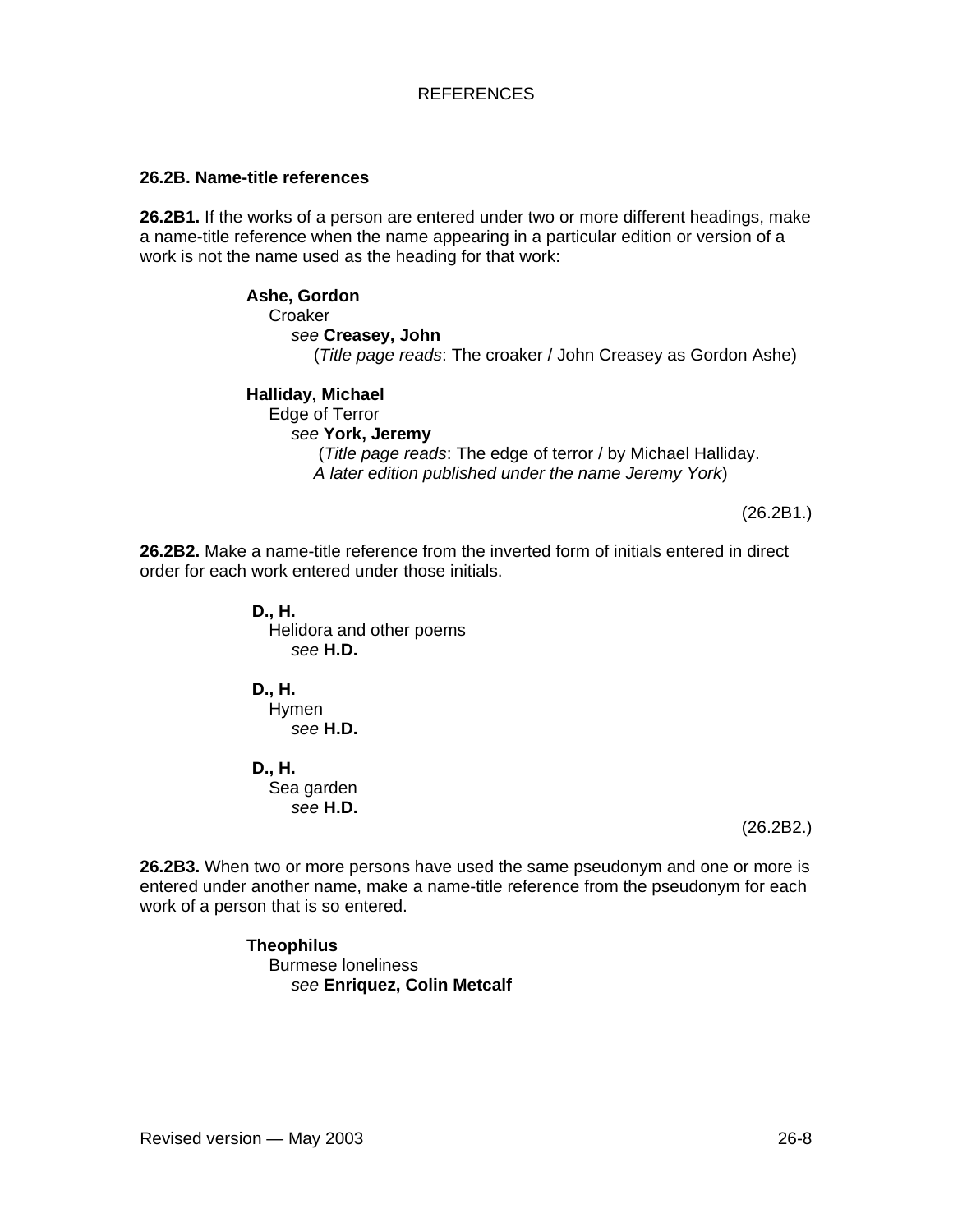### 26.2B. Name-title references

**26.2B1.** If the works of a person are entered under two or more different headings, make a name-title reference when the name appearing in a particular edition or version of a work is not the name used as the heading for that work:

> **Ashe, Gordon**
> Croaker
> *see* **Creasey, John**
> (*Title page reads*: The croaker / John Creasey as Gordon Ashe)
>
> **Halliday, Michael**
> Edge of Terror
> *see* **York, Jeremy**
> (*Title page reads*: The edge of terror / by Michael Halliday.
> *A later edition published under the name Jeremy York*)

(26.2B1.)

**26.2B2.** Make a name-title reference from the inverted form of initials entered in direct order for each work entered under those initials.

> **D., H.**
> Helidora and other poems
> *see* **H.D.**
>
> **D., H.**
> Hymen
> *see* **H.D.**
>
> **D., H.**
> Sea garden
> *see* **H.D.**

(26.2B2.)

**26.2B3.** When two or more persons have used the same pseudonym and one or more is entered under another name, make a name-title reference from the pseudonym for each work of a person that is so entered.

> **Theophilus**
> Burmese loneliness
> *see* **Enriquez, Colin Metcalf**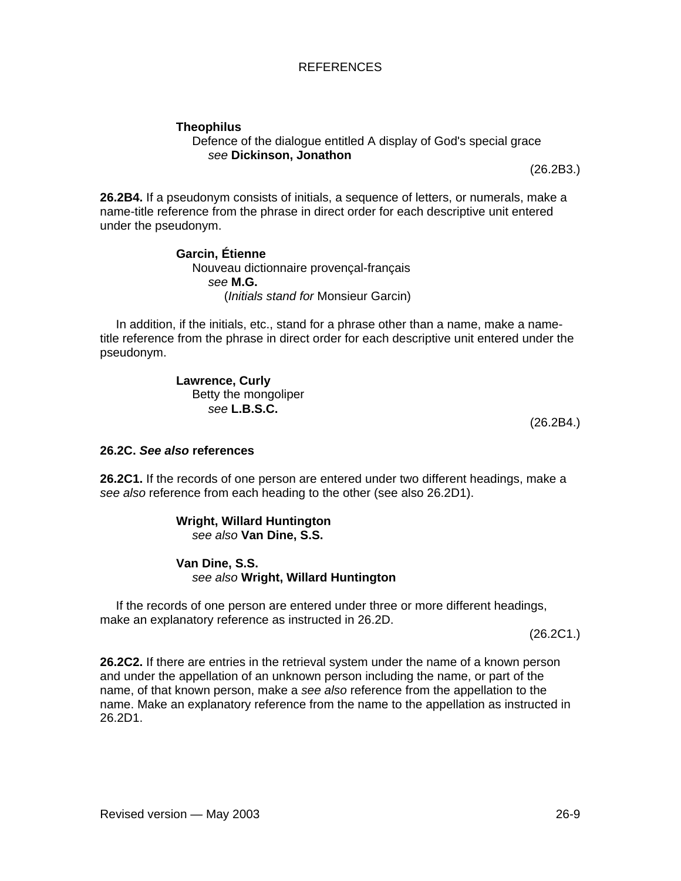**Theophilus**
Defence of the dialogue entitled A display of God's special grace
*see* **Dickinson, Jonathon**

(26.2B3.)

**26.2B4.** If a pseudonym consists of initials, a sequence of letters, or numerals, make a name-title reference from the phrase in direct order for each descriptive unit entered under the pseudonym.

**Garcin, Étienne**
Nouveau dictionnaire provençal-français
*see* **M.G.**
(*Initials stand for* Monsieur Garcin)

In addition, if the initials, etc., stand for a phrase other than a name, make a name-title reference from the phrase in direct order for each descriptive unit entered under the pseudonym.

**Lawrence, Curly**
Betty the mongoliper
*see* **L.B.S.C.**

(26.2B4.)

### 26.2C. *See also* references

**26.2C1.** If the records of one person are entered under two different headings, make a *see also* reference from each heading to the other (see also 26.2D1).

**Wright, Willard Huntington**
*see also* **Van Dine, S.S.**

**Van Dine, S.S.**
*see also* **Wright, Willard Huntington**

If the records of one person are entered under three or more different headings, make an explanatory reference as instructed in 26.2D.

(26.2C1.)

**26.2C2.** If there are entries in the retrieval system under the name of a known person and under the appellation of an unknown person including the name, or part of the name, of that known person, make a *see also* reference from the appellation to the name. Make an explanatory reference from the name to the appellation as instructed in 26.2D1.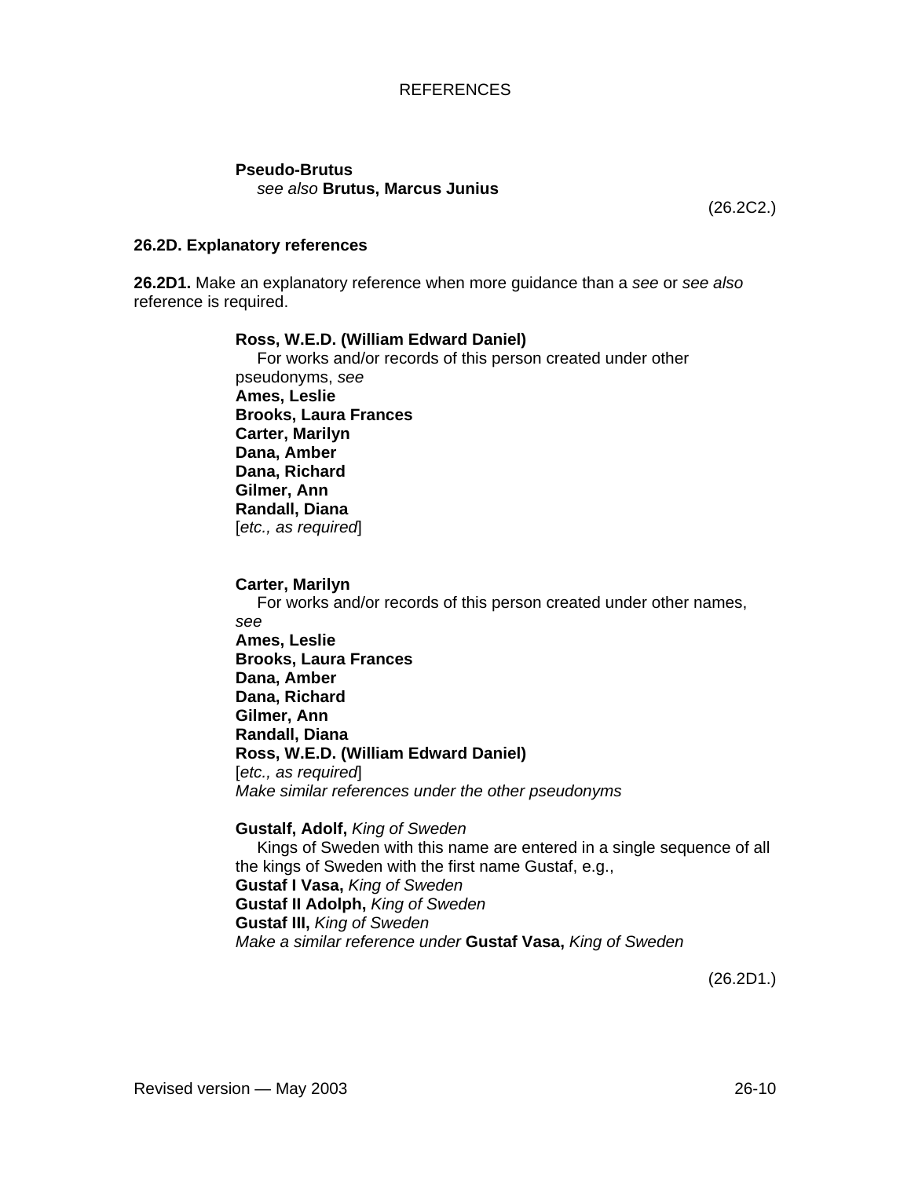**Pseudo-Brutus**
*see also* **Brutus, Marcus Junius**

(26.2C2.)

### 26.2D. Explanatory references

**26.2D1.** Make an explanatory reference when more guidance than a *see* or *see also* reference is required.

**Ross, W.E.D. (William Edward Daniel)**
For works and/or records of this person created under other pseudonyms, *see*
**Ames, Leslie**
**Brooks, Laura Frances**
**Carter, Marilyn**
**Dana, Amber**
**Dana, Richard**
**Gilmer, Ann**
**Randall, Diana**
[*etc., as required*]

**Carter, Marilyn**
For works and/or records of this person created under other names, *see*
**Ames, Leslie**
**Brooks, Laura Frances**
**Dana, Amber**
**Dana, Richard**
**Gilmer, Ann**
**Randall, Diana**
**Ross, W.E.D. (William Edward Daniel)**
[*etc., as required*]
*Make similar references under the other pseudonyms*

**Gustalf, Adolf,** *King of Sweden*
Kings of Sweden with this name are entered in a single sequence of all the kings of Sweden with the first name Gustaf, e.g.,
**Gustaf I Vasa,** *King of Sweden*
**Gustaf II Adolph,** *King of Sweden*
**Gustaf III,** *King of Sweden*
*Make a similar reference under* **Gustaf Vasa,** *King of Sweden*

(26.2D1.)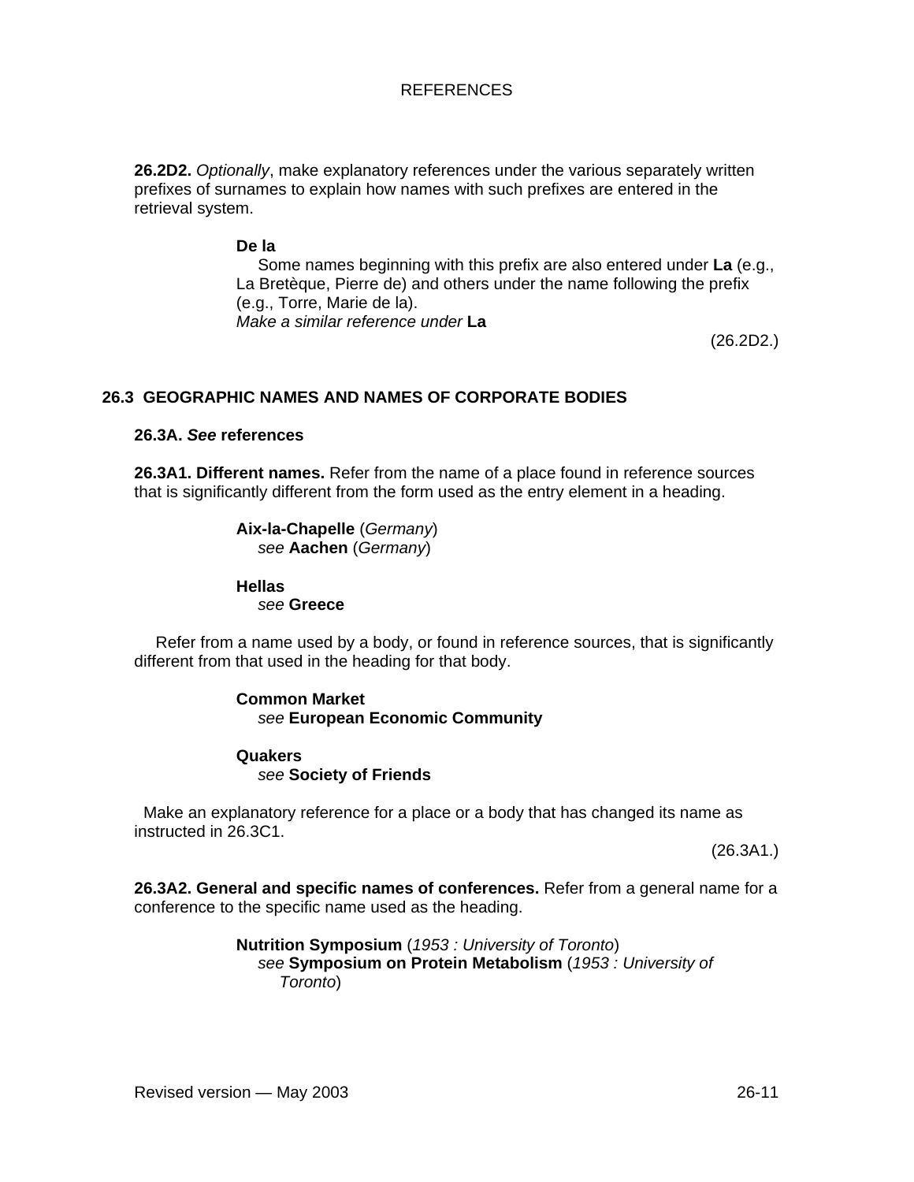**26.2D2.** *Optionally*, make explanatory references under the various separately written prefixes of surnames to explain how names with such prefixes are entered in the retrieval system.

> **De la**
> Some names beginning with this prefix are also entered under **La** (e.g., La Bretèque, Pierre de) and others under the name following the prefix (e.g., Torre, Marie de la).
> *Make a similar reference under* **La**

(26.2D2.)

## 26.3 GEOGRAPHIC NAMES AND NAMES OF CORPORATE BODIES

### 26.3A. *See* references

**26.3A1. Different names.** Refer from the name of a place found in reference sources that is significantly different from the form used as the entry element in a heading.

> **Aix-la-Chapelle** (*Germany*)
> *see* **Aachen** (*Germany*)

> **Hellas**
> *see* **Greece**

Refer from a name used by a body, or found in reference sources, that is significantly different from that used in the heading for that body.

> **Common Market**
> *see* **European Economic Community**

> **Quakers**
> *see* **Society of Friends**

Make an explanatory reference for a place or a body that has changed its name as instructed in 26.3C1.

(26.3A1.)

**26.3A2. General and specific names of conferences.** Refer from a general name for a conference to the specific name used as the heading.

> **Nutrition Symposium** (*1953 : University of Toronto*)
> *see* **Symposium on Protein Metabolism** (*1953 : University of Toronto*)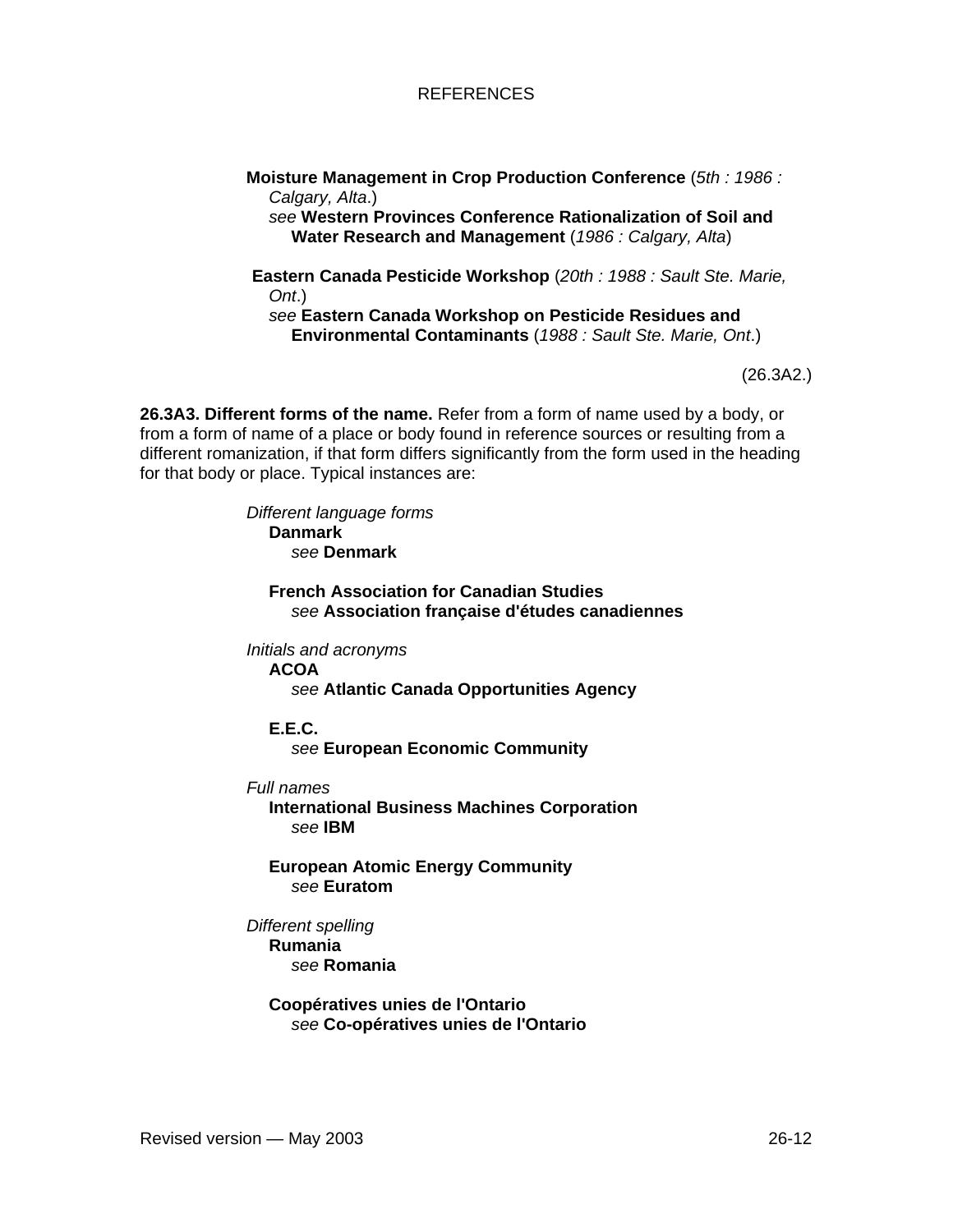REFERENCES

**Moisture Management in Crop Production Conference** (*5th : 1986 : Calgary, Alta*.)
*see* **Western Provinces Conference Rationalization of Soil and Water Research and Management** (*1986 : Calgary, Alta*)

**Eastern Canada Pesticide Workshop** (*20th : 1988 : Sault Ste. Marie, Ont*.)
*see* **Eastern Canada Workshop on Pesticide Residues and Environmental Contaminants** (*1988 : Sault Ste. Marie, Ont*.)

(26.3A2.)

**26.3A3. Different forms of the name.** Refer from a form of name used by a body, or from a form of name of a place or body found in reference sources or resulting from a different romanization, if that form differs significantly from the form used in the heading for that body or place. Typical instances are:

*Different language forms*

**Danmark**
*see* **Denmark**

**French Association for Canadian Studies**
*see* **Association française d'études canadiennes**

*Initials and acronyms*

**ACOA**
*see* **Atlantic Canada Opportunities Agency**

**E.E.C.**
*see* **European Economic Community**

*Full names*

**International Business Machines Corporation**
*see* **IBM**

**European Atomic Energy Community**
*see* **Euratom**

*Different spelling*

**Rumania**
*see* **Romania**

**Coopératives unies de l'Ontario**
*see* **Co-opératives unies de l'Ontario**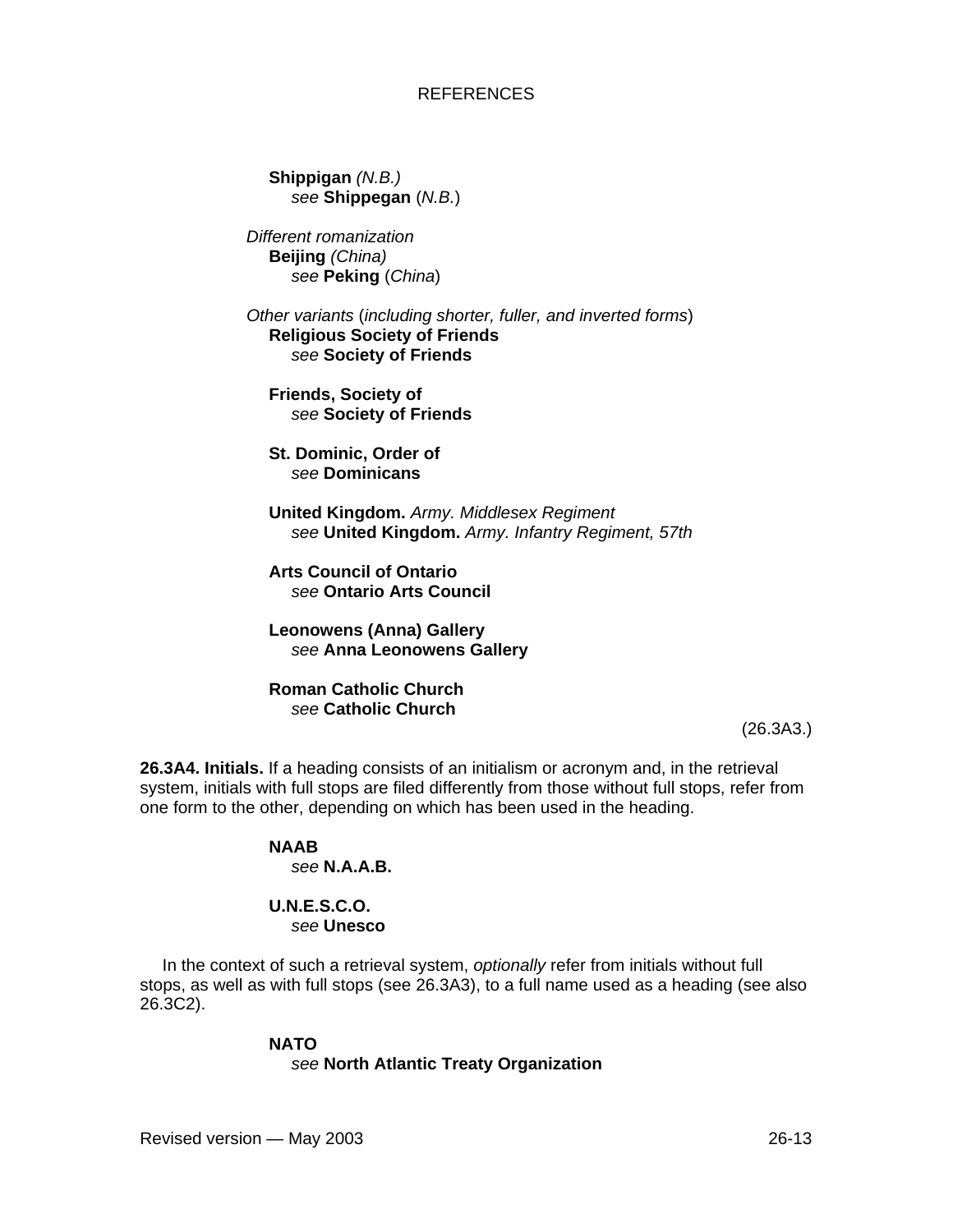**Shippigan** *(N.B.)*
*see* **Shippegan** (*N.B.*)

*Different romanization*

**Beijing** *(China)*
*see* **Peking** (*China*)

*Other variants* (*including shorter, fuller, and inverted forms*)

**Religious Society of Friends**
*see* **Society of Friends**

**Friends, Society of**
*see* **Society of Friends**

**St. Dominic, Order of**
*see* **Dominicans**

**United Kingdom.** *Army. Middlesex Regiment*
*see* **United Kingdom.** *Army. Infantry Regiment, 57th*

**Arts Council of Ontario**
*see* **Ontario Arts Council**

**Leonowens (Anna) Gallery**
*see* **Anna Leonowens Gallery**

**Roman Catholic Church**
*see* **Catholic Church**

(26.3A3.)

**26.3A4. Initials.** If a heading consists of an initialism or acronym and, in the retrieval system, initials with full stops are filed differently from those without full stops, refer from one form to the other, depending on which has been used in the heading.

**NAAB**
*see* **N.A.A.B.**

**U.N.E.S.C.O.**
*see* **Unesco**

In the context of such a retrieval system, *optionally* refer from initials without full stops, as well as with full stops (see 26.3A3), to a full name used as a heading (see also 26.3C2).

**NATO**
*see* **North Atlantic Treaty Organization**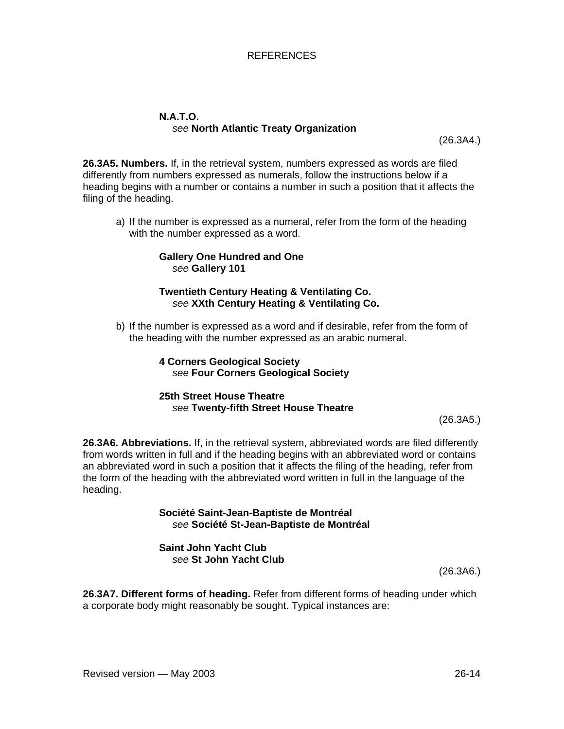**N.A.T.O.**
*see* **North Atlantic Treaty Organization**

(26.3A4.)

**26.3A5. Numbers.** If, in the retrieval system, numbers expressed as words are filed differently from numbers expressed as numerals, follow the instructions below if a heading begins with a number or contains a number in such a position that it affects the filing of the heading.

a) If the number is expressed as a numeral, refer from the form of the heading with the number expressed as a word.

**Gallery One Hundred and One**
*see* **Gallery 101**

**Twentieth Century Heating & Ventilating Co.**
*see* **XXth Century Heating & Ventilating Co.**

b) If the number is expressed as a word and if desirable, refer from the form of the heading with the number expressed as an arabic numeral.

**4 Corners Geological Society**
*see* **Four Corners Geological Society**

**25th Street House Theatre**
*see* **Twenty-fifth Street House Theatre**

(26.3A5.)

**26.3A6. Abbreviations.** If, in the retrieval system, abbreviated words are filed differently from words written in full and if the heading begins with an abbreviated word or contains an abbreviated word in such a position that it affects the filing of the heading, refer from the form of the heading with the abbreviated word written in full in the language of the heading.

**Société Saint-Jean-Baptiste de Montréal**
*see* **Société St-Jean-Baptiste de Montréal**

**Saint John Yacht Club**
*see* **St John Yacht Club**

(26.3A6.)

**26.3A7. Different forms of heading.** Refer from different forms of heading under which a corporate body might reasonably be sought. Typical instances are: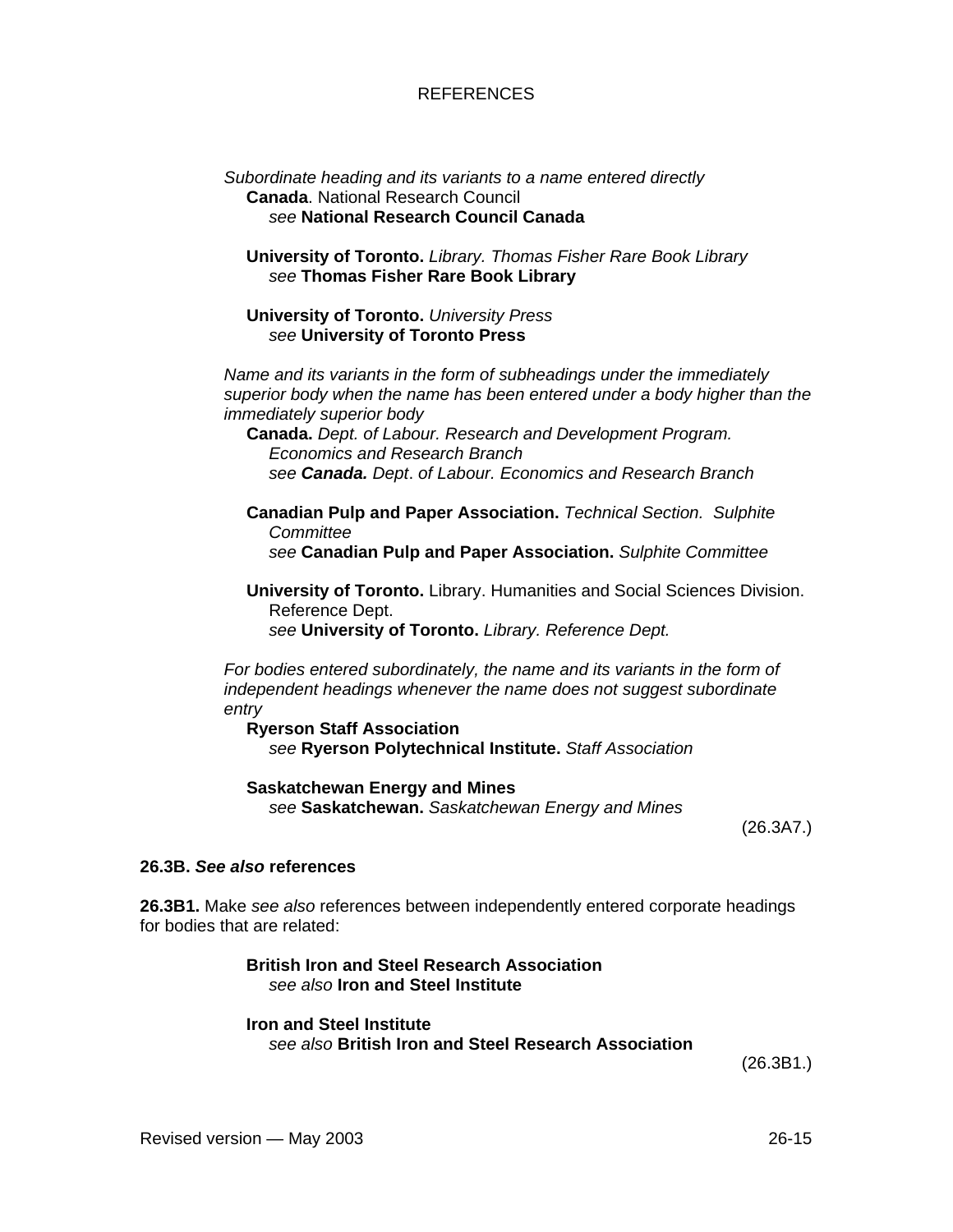*Subordinate heading and its variants to a name entered directly*

**Canada**. National Research Council  
*see* **National Research Council Canada**

**University of Toronto.** *Library. Thomas Fisher Rare Book Library*  
*see* **Thomas Fisher Rare Book Library**

**University of Toronto.** *University Press*  
*see* **University of Toronto Press**

*Name and its variants in the form of subheadings under the immediately superior body when the name has been entered under a body higher than the immediately superior body*

**Canada.** *Dept. of Labour. Research and Development Program. Economics and Research Branch*  
*see* ***Canada.*** *Dept. of Labour. Economics and Research Branch*

**Canadian Pulp and Paper Association.** *Technical Section. Sulphite Committee*  
*see* **Canadian Pulp and Paper Association.** *Sulphite Committee*

**University of Toronto.** Library. Humanities and Social Sciences Division. Reference Dept.  
*see* **University of Toronto.** *Library. Reference Dept.*

*For bodies entered subordinately, the name and its variants in the form of independent headings whenever the name does not suggest subordinate entry*

**Ryerson Staff Association**  
*see* **Ryerson Polytechnical Institute.** *Staff Association*

**Saskatchewan Energy and Mines**  
*see* **Saskatchewan.** *Saskatchewan Energy and Mines*

(26.3A7.)

### 26.3B. *See also* references

**26.3B1.** Make *see also* references between independently entered corporate headings for bodies that are related:

**British Iron and Steel Research Association**  
*see also* **Iron and Steel Institute**

**Iron and Steel Institute**  
*see also* **British Iron and Steel Research Association**

(26.3B1.)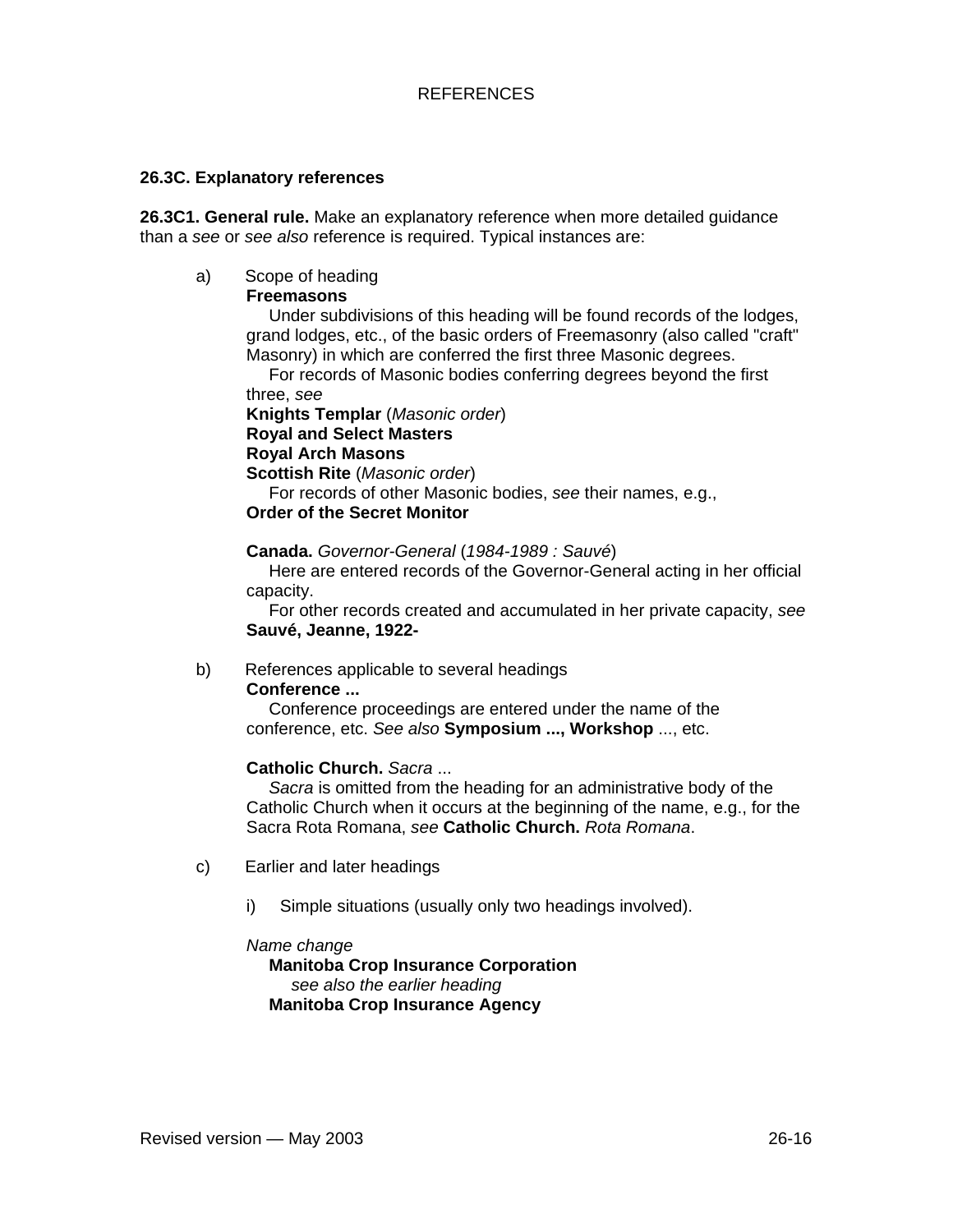### 26.3C. Explanatory references

**26.3C1. General rule.** Make an explanatory reference when more detailed guidance than a *see* or *see also* reference is required. Typical instances are:

a) Scope of heading

**Freemasons**

Under subdivisions of this heading will be found records of the lodges, grand lodges, etc., of the basic orders of Freemasonry (also called "craft" Masonry) in which are conferred the first three Masonic degrees.

For records of Masonic bodies conferring degrees beyond the first three, *see*

**Knights Templar** (*Masonic order*)
**Royal and Select Masters**
**Royal Arch Masons**
**Scottish Rite** (*Masonic order*)

For records of other Masonic bodies, *see* their names, e.g.,
**Order of the Secret Monitor**

**Canada.** *Governor-General* (*1984-1989 : Sauvé*)

Here are entered records of the Governor-General acting in her official capacity.

For other records created and accumulated in her private capacity, *see* **Sauvé, Jeanne, 1922-**

b) References applicable to several headings

**Conference ...**

Conference proceedings are entered under the name of the conference, etc. *See also* **Symposium ..., Workshop** ..., etc.

**Catholic Church.** *Sacra* ...

*Sacra* is omitted from the heading for an administrative body of the Catholic Church when it occurs at the beginning of the name, e.g., for the Sacra Rota Romana, *see* **Catholic Church.** *Rota Romana*.

c) Earlier and later headings

i) Simple situations (usually only two headings involved).

*Name change*

**Manitoba Crop Insurance Corporation**
*see also the earlier heading*
**Manitoba Crop Insurance Agency**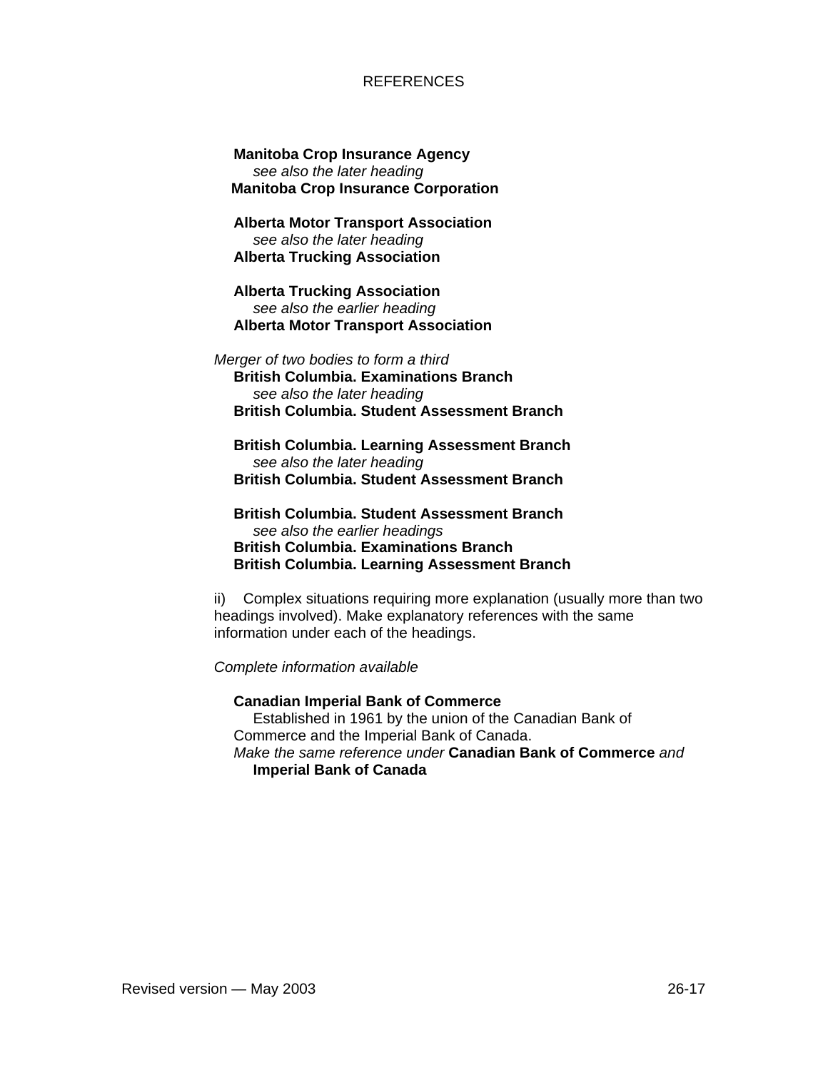**Manitoba Crop Insurance Agency**
*see also the later heading*
**Manitoba Crop Insurance Corporation**

**Alberta Motor Transport Association**
*see also the later heading*
**Alberta Trucking Association**

**Alberta Trucking Association**
*see also the earlier heading*
**Alberta Motor Transport Association**

*Merger of two bodies to form a third*

**British Columbia. Examinations Branch**
*see also the later heading*
**British Columbia. Student Assessment Branch**

**British Columbia. Learning Assessment Branch**
*see also the later heading*
**British Columbia. Student Assessment Branch**

**British Columbia. Student Assessment Branch**
*see also the earlier headings*
**British Columbia. Examinations Branch**
**British Columbia. Learning Assessment Branch**

ii) Complex situations requiring more explanation (usually more than two headings involved). Make explanatory references with the same information under each of the headings.

*Complete information available*

**Canadian Imperial Bank of Commerce**
Established in 1961 by the union of the Canadian Bank of Commerce and the Imperial Bank of Canada.
*Make the same reference under* **Canadian Bank of Commerce** *and* **Imperial Bank of Canada**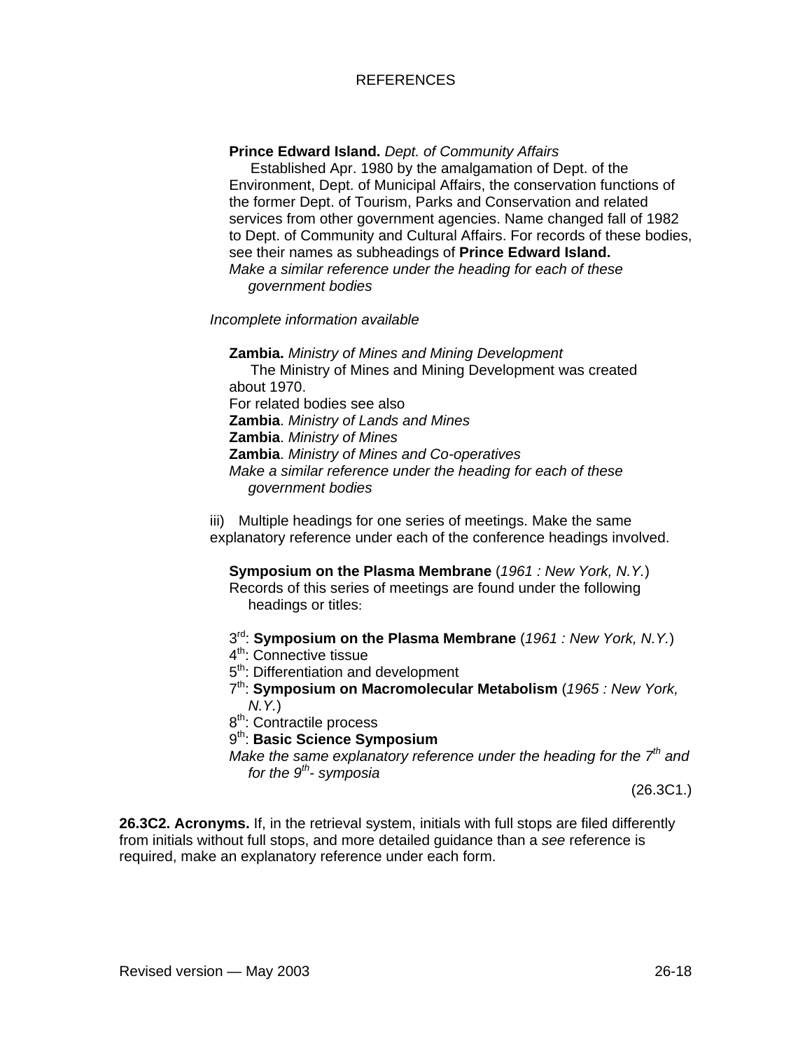**Prince Edward Island.** *Dept. of Community Affairs*
Established Apr. 1980 by the amalgamation of Dept. of the Environment, Dept. of Municipal Affairs, the conservation functions of the former Dept. of Tourism, Parks and Conservation and related services from other government agencies. Name changed fall of 1982 to Dept. of Community and Cultural Affairs. For records of these bodies, see their names as subheadings of **Prince Edward Island.**
*Make a similar reference under the heading for each of these government bodies*

*Incomplete information available*

**Zambia.** *Ministry of Mines and Mining Development*
The Ministry of Mines and Mining Development was created about 1970.
For related bodies see also
**Zambia**. *Ministry of Lands and Mines*
**Zambia**. *Ministry of Mines*
**Zambia**. *Ministry of Mines and Co-operatives*
*Make a similar reference under the heading for each of these government bodies*

iii) Multiple headings for one series of meetings. Make the same explanatory reference under each of the conference headings involved.

**Symposium on the Plasma Membrane** (*1961 : New York, N.Y.*)
Records of this series of meetings are found under the following headings or titles:

3rd: **Symposium on the Plasma Membrane** (*1961 : New York, N.Y.*)
4th: Connective tissue
5th: Differentiation and development
7th: **Symposium on Macromolecular Metabolism** (*1965 : New York, N.Y.*)
8th: Contractile process
9th: **Basic Science Symposium**
*Make the same explanatory reference under the heading for the 7th and for the 9th- symposia*

(26.3C1.)

**26.3C2. Acronyms.** If, in the retrieval system, initials with full stops are filed differently from initials without full stops, and more detailed guidance than a *see* reference is required, make an explanatory reference under each form.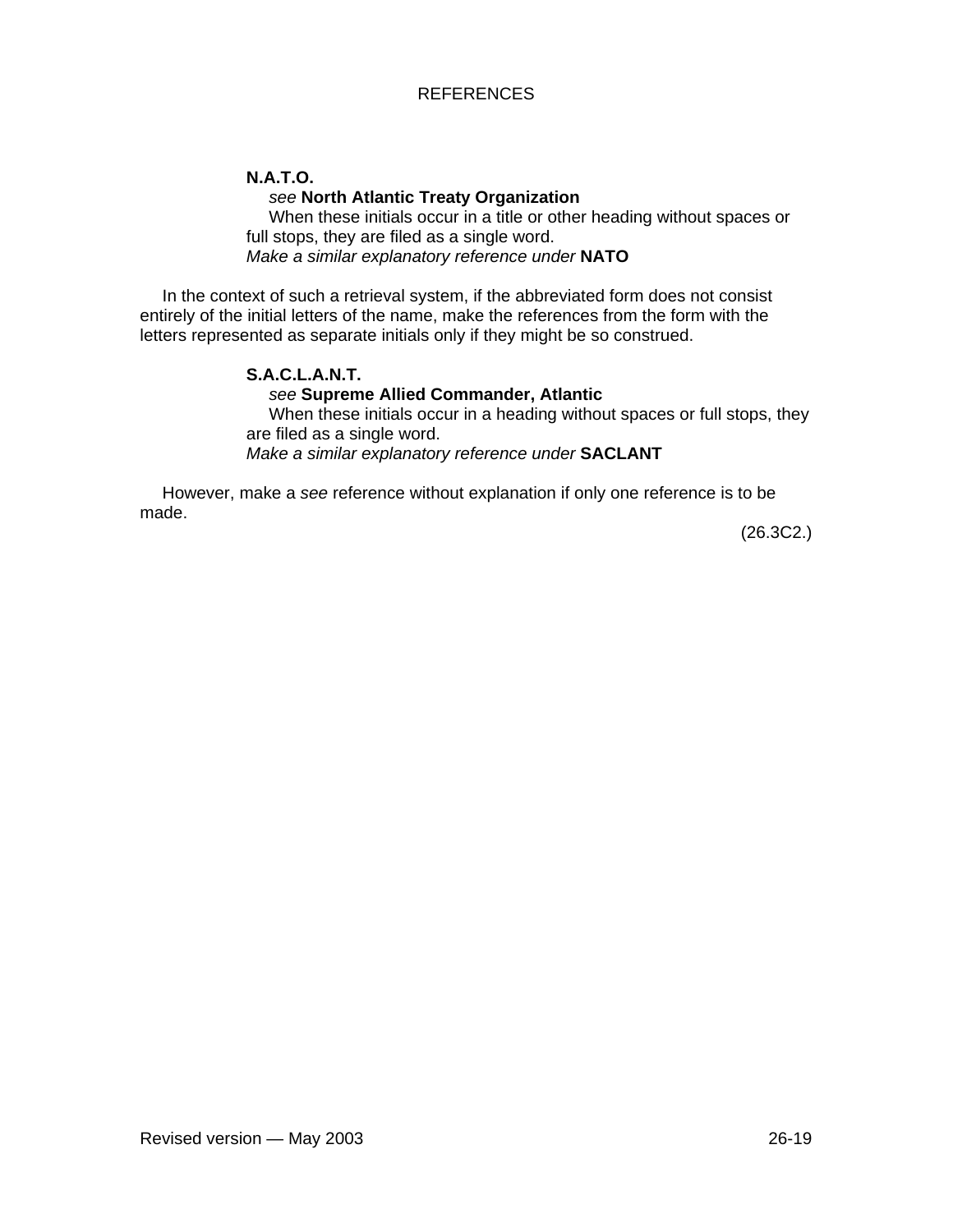**N.A.T.O.**
*see* **North Atlantic Treaty Organization**
When these initials occur in a title or other heading without spaces or full stops, they are filed as a single word.
*Make a similar explanatory reference under* **NATO**

In the context of such a retrieval system, if the abbreviated form does not consist entirely of the initial letters of the name, make the references from the form with the letters represented as separate initials only if they might be so construed.

**S.A.C.L.A.N.T.**
*see* **Supreme Allied Commander, Atlantic**
When these initials occur in a heading without spaces or full stops, they are filed as a single word.
*Make a similar explanatory reference under* **SACLANT**

However, make a *see* reference without explanation if only one reference is to be made.

(26.3C2.)